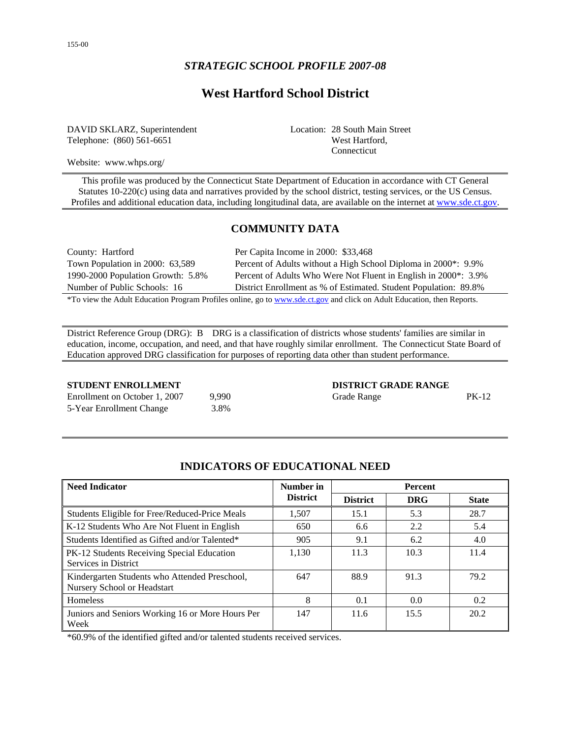155-00

*STRATEGIC SCHOOL PROFILE 2007-08*

# West Hartford School District

DAVID SKLARZ, Superintendent
Telephone: (860) 561-6651

Location: 28 South Main Street
West Hartford,
Connecticut

Website: www.whps.org/

This profile was produced by the Connecticut State Department of Education in accordance with CT General Statutes 10-220(c) using data and narratives provided by the school district, testing services, or the US Census. Profiles and additional education data, including longitudinal data, are available on the internet at www.sde.ct.gov.

## COMMUNITY DATA

County: Hartford
Town Population in 2000: 63,589
1990-2000 Population Growth: 5.8%
Number of Public Schools: 16

Per Capita Income in 2000: $33,468
Percent of Adults without a High School Diploma in 2000*: 9.9%
Percent of Adults Who Were Not Fluent in English in 2000*: 3.9%
District Enrollment as % of Estimated. Student Population: 89.8%

*To view the Adult Education Program Profiles online, go to www.sde.ct.gov and click on Adult Education, then Reports.

District Reference Group (DRG): B DRG is a classification of districts whose students' families are similar in education, income, occupation, and need, and that have roughly similar enrollment. The Connecticut State Board of Education approved DRG classification for purposes of reporting data other than student performance.

**STUDENT ENROLLMENT**

Enrollment on October 1, 2007: 9,990
5-Year Enrollment Change: 3.8%

**DISTRICT GRADE RANGE**

Grade Range: PK-12

## INDICATORS OF EDUCATIONAL NEED

| Need Indicator | Number in District | Percent | | |
|---|---|---|---|---|
| | | District | DRG | State |
| Students Eligible for Free/Reduced-Price Meals | 1,507 | 15.1 | 5.3 | 28.7 |
| K-12 Students Who Are Not Fluent in English | 650 | 6.6 | 2.2 | 5.4 |
| Students Identified as Gifted and/or Talented* | 905 | 9.1 | 6.2 | 4.0 |
| PK-12 Students Receiving Special Education Services in District | 1,130 | 11.3 | 10.3 | 11.4 |
| Kindergarten Students who Attended Preschool, Nursery School or Headstart | 647 | 88.9 | 91.3 | 79.2 |
| Homeless | 8 | 0.1 | 0.0 | 0.2 |
| Juniors and Seniors Working 16 or More Hours Per Week | 147 | 11.6 | 15.5 | 20.2 |

*60.9% of the identified gifted and/or talented students received services.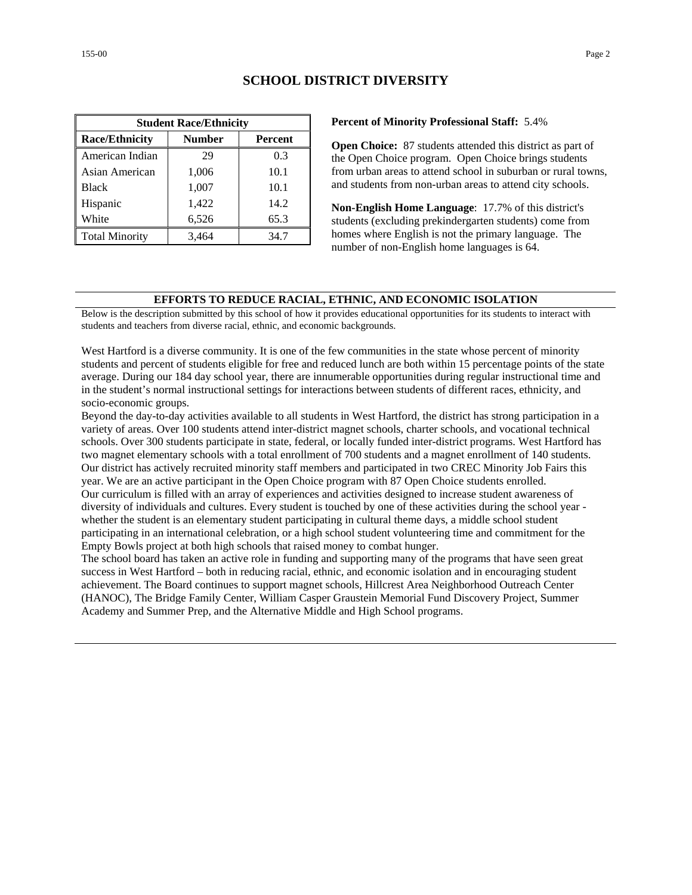# SCHOOL DISTRICT DIVERSITY

| Student Race/Ethnicity | | |
|---|---|---|
| **Race/Ethnicity** | **Number** | **Percent** |
| American Indian | 29 | 0.3 |
| Asian American | 1,006 | 10.1 |
| Black | 1,007 | 10.1 |
| Hispanic | 1,422 | 14.2 |
| White | 6,526 | 65.3 |
| Total Minority | 3,464 | 34.7 |

**Percent of Minority Professional Staff:** 5.4%

**Open Choice:** 87 students attended this district as part of the Open Choice program. Open Choice brings students from urban areas to attend school in suburban or rural towns, and students from non-urban areas to attend city schools.

**Non-English Home Language**: 17.7% of this district's students (excluding prekindergarten students) come from homes where English is not the primary language. The number of non-English home languages is 64.

## EFFORTS TO REDUCE RACIAL, ETHNIC, AND ECONOMIC ISOLATION

Below is the description submitted by this school of how it provides educational opportunities for its students to interact with students and teachers from diverse racial, ethnic, and economic backgrounds.

West Hartford is a diverse community. It is one of the few communities in the state whose percent of minority students and percent of students eligible for free and reduced lunch are both within 15 percentage points of the state average. During our 184 day school year, there are innumerable opportunities during regular instructional time and in the student's normal instructional settings for interactions between students of different races, ethnicity, and socio-economic groups.

Beyond the day-to-day activities available to all students in West Hartford, the district has strong participation in a variety of areas. Over 100 students attend inter-district magnet schools, charter schools, and vocational technical schools. Over 300 students participate in state, federal, or locally funded inter-district programs. West Hartford has two magnet elementary schools with a total enrollment of 700 students and a magnet enrollment of 140 students. Our district has actively recruited minority staff members and participated in two CREC Minority Job Fairs this year. We are an active participant in the Open Choice program with 87 Open Choice students enrolled.

Our curriculum is filled with an array of experiences and activities designed to increase student awareness of diversity of individuals and cultures. Every student is touched by one of these activities during the school year - whether the student is an elementary student participating in cultural theme days, a middle school student participating in an international celebration, or a high school student volunteering time and commitment for the Empty Bowls project at both high schools that raised money to combat hunger.

The school board has taken an active role in funding and supporting many of the programs that have seen great success in West Hartford – both in reducing racial, ethnic, and economic isolation and in encouraging student achievement. The Board continues to support magnet schools, Hillcrest Area Neighborhood Outreach Center (HANOC), The Bridge Family Center, William Casper Graustein Memorial Fund Discovery Project, Summer Academy and Summer Prep, and the Alternative Middle and High School programs.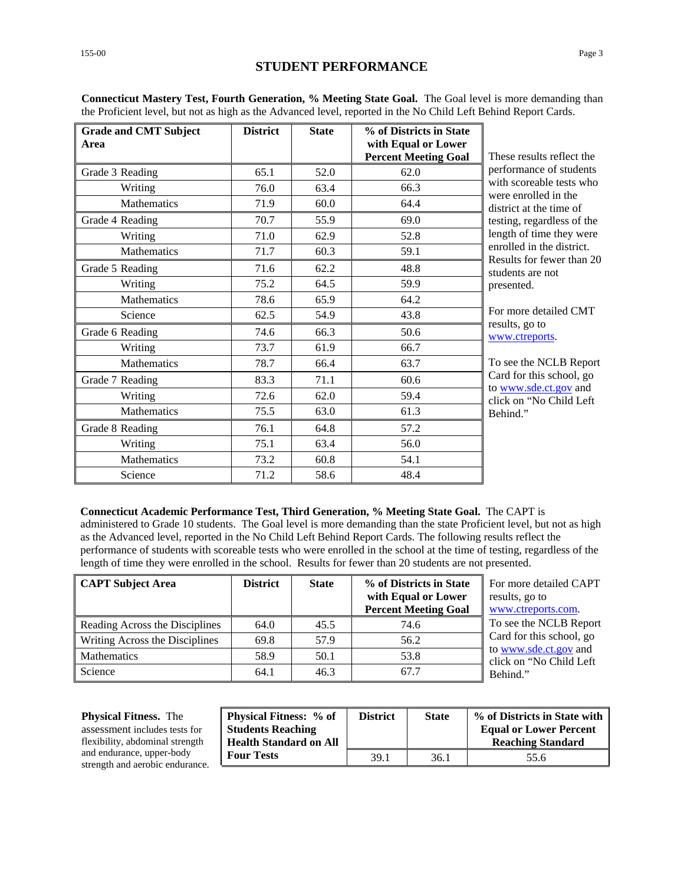## STUDENT PERFORMANCE

**Connecticut Mastery Test, Fourth Generation, % Meeting State Goal.** The Goal level is more demanding than the Proficient level, but not as high as the Advanced level, reported in the No Child Left Behind Report Cards.

| Grade and CMT Subject Area | District | State | % of Districts in State with Equal or Lower Percent Meeting Goal |
|---|---|---|---|
| Grade 3 Reading | 65.1 | 52.0 | 62.0 |
| Writing | 76.0 | 63.4 | 66.3 |
| Mathematics | 71.9 | 60.0 | 64.4 |
| Grade 4 Reading | 70.7 | 55.9 | 69.0 |
| Writing | 71.0 | 62.9 | 52.8 |
| Mathematics | 71.7 | 60.3 | 59.1 |
| Grade 5 Reading | 71.6 | 62.2 | 48.8 |
| Writing | 75.2 | 64.5 | 59.9 |
| Mathematics | 78.6 | 65.9 | 64.2 |
| Science | 62.5 | 54.9 | 43.8 |
| Grade 6 Reading | 74.6 | 66.3 | 50.6 |
| Writing | 73.7 | 61.9 | 66.7 |
| Mathematics | 78.7 | 66.4 | 63.7 |
| Grade 7 Reading | 83.3 | 71.1 | 60.6 |
| Writing | 72.6 | 62.0 | 59.4 |
| Mathematics | 75.5 | 63.0 | 61.3 |
| Grade 8 Reading | 76.1 | 64.8 | 57.2 |
| Writing | 75.1 | 63.4 | 56.0 |
| Mathematics | 73.2 | 60.8 | 54.1 |
| Science | 71.2 | 58.6 | 48.4 |

These results reflect the performance of students with scoreable tests who were enrolled in the district at the time of testing, regardless of the length of time they were enrolled in the district. Results for fewer than 20 students are not presented.

For more detailed CMT results, go to www.ctreports.

To see the NCLB Report Card for this school, go to www.sde.ct.gov and click on "No Child Left Behind."

**Connecticut Academic Performance Test, Third Generation, % Meeting State Goal.** The CAPT is administered to Grade 10 students. The Goal level is more demanding than the state Proficient level, but not as high as the Advanced level, reported in the No Child Left Behind Report Cards. The following results reflect the performance of students with scoreable tests who were enrolled in the school at the time of testing, regardless of the length of time they were enrolled in the school. Results for fewer than 20 students are not presented.

| CAPT Subject Area | District | State | % of Districts in State with Equal or Lower Percent Meeting Goal |
|---|---|---|---|
| Reading Across the Disciplines | 64.0 | 45.5 | 74.6 |
| Writing Across the Disciplines | 69.8 | 57.9 | 56.2 |
| Mathematics | 58.9 | 50.1 | 53.8 |
| Science | 64.1 | 46.3 | 67.7 |

For more detailed CAPT results, go to www.ctreports.com.

To see the NCLB Report Card for this school, go to www.sde.ct.gov and click on "No Child Left Behind."

**Physical Fitness.** The assessment includes tests for flexibility, abdominal strength and endurance, upper-body strength and aerobic endurance.

| Physical Fitness: % of Students Reaching Health Standard on All Four Tests | District | State | % of Districts in State with Equal or Lower Percent Reaching Standard |
|---|---|---|---|
| | 39.1 | 36.1 | 55.6 |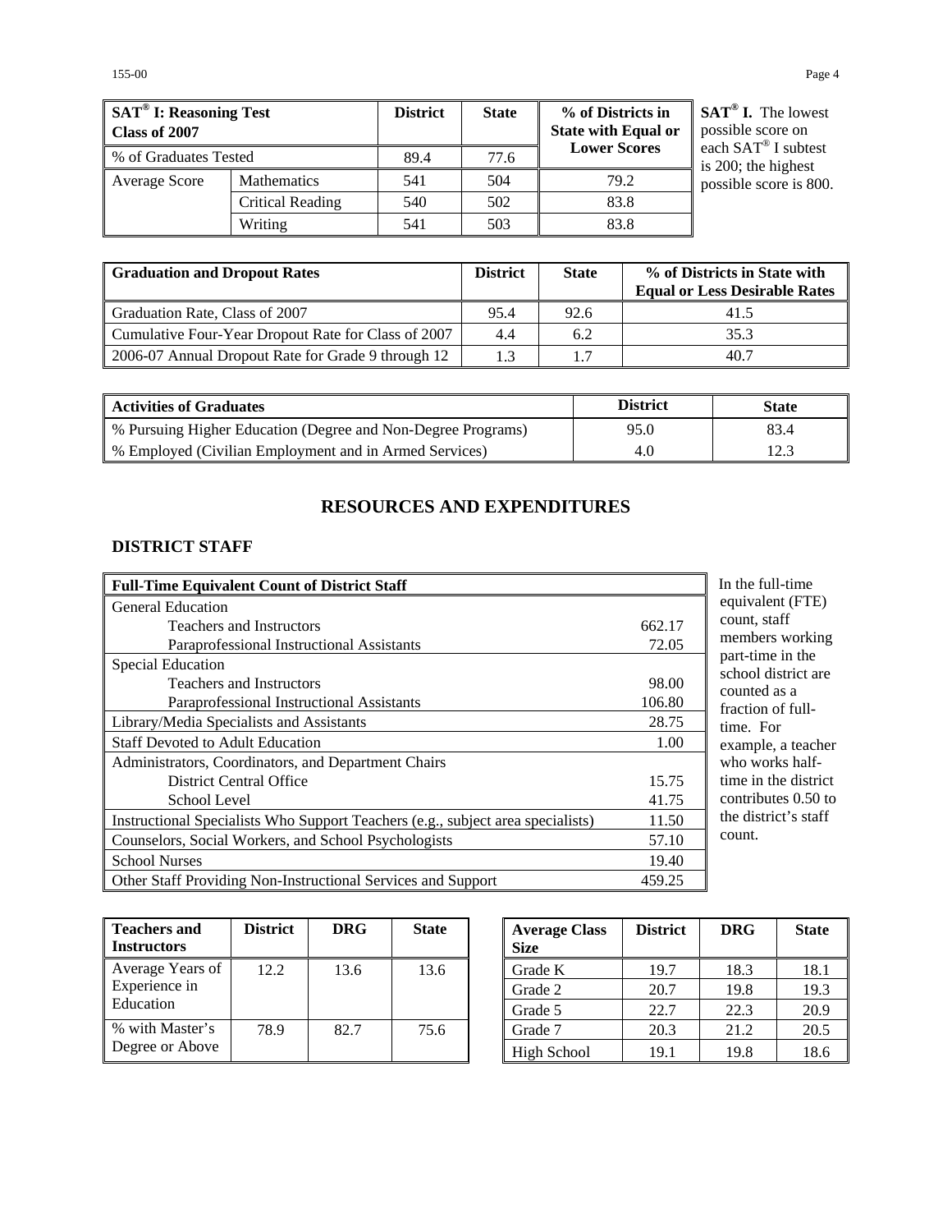| SAT® I: Reasoning Test Class of 2007 | | District | State | % of Districts in State with Equal or Lower Scores |
|---|---|---|---|---|
| % of Graduates Tested | | 89.4 | 77.6 | |
| Average Score | Mathematics | 541 | 504 | 79.2 |
| | Critical Reading | 540 | 502 | 83.8 |
| | Writing | 541 | 503 | 83.8 |

**SAT® I.** The lowest possible score on each SAT® I subtest is 200; the highest possible score is 800.

| Graduation and Dropout Rates | District | State | % of Districts in State with Equal or Less Desirable Rates |
|---|---|---|---|
| Graduation Rate, Class of 2007 | 95.4 | 92.6 | 41.5 |
| Cumulative Four-Year Dropout Rate for Class of 2007 | 4.4 | 6.2 | 35.3 |
| 2006-07 Annual Dropout Rate for Grade 9 through 12 | 1.3 | 1.7 | 40.7 |

| Activities of Graduates | District | State |
|---|---|---|
| % Pursuing Higher Education (Degree and Non-Degree Programs) | 95.0 | 83.4 |
| % Employed (Civilian Employment and in Armed Services) | 4.0 | 12.3 |

# RESOURCES AND EXPENDITURES

## DISTRICT STAFF

| Full-Time Equivalent Count of District Staff | |
|---|---|
| General Education | |
| Teachers and Instructors | 662.17 |
| Paraprofessional Instructional Assistants | 72.05 |
| Special Education | |
| Teachers and Instructors | 98.00 |
| Paraprofessional Instructional Assistants | 106.80 |
| Library/Media Specialists and Assistants | 28.75 |
| Staff Devoted to Adult Education | 1.00 |
| Administrators, Coordinators, and Department Chairs | |
| District Central Office | 15.75 |
| School Level | 41.75 |
| Instructional Specialists Who Support Teachers (e.g., subject area specialists) | 11.50 |
| Counselors, Social Workers, and School Psychologists | 57.10 |
| School Nurses | 19.40 |
| Other Staff Providing Non-Instructional Services and Support | 459.25 |

In the full-time equivalent (FTE) count, staff members working part-time in the school district are counted as a fraction of full-time. For example, a teacher who works half-time in the district contributes 0.50 to the district's staff count.

| Teachers and Instructors | District | DRG | State |
|---|---|---|---|
| Average Years of Experience in Education | 12.2 | 13.6 | 13.6 |
| % with Master's Degree or Above | 78.9 | 82.7 | 75.6 |

| Average Class Size | District | DRG | State |
|---|---|---|---|
| Grade K | 19.7 | 18.3 | 18.1 |
| Grade 2 | 20.7 | 19.8 | 19.3 |
| Grade 5 | 22.7 | 22.3 | 20.9 |
| Grade 7 | 20.3 | 21.2 | 20.5 |
| High School | 19.1 | 19.8 | 18.6 |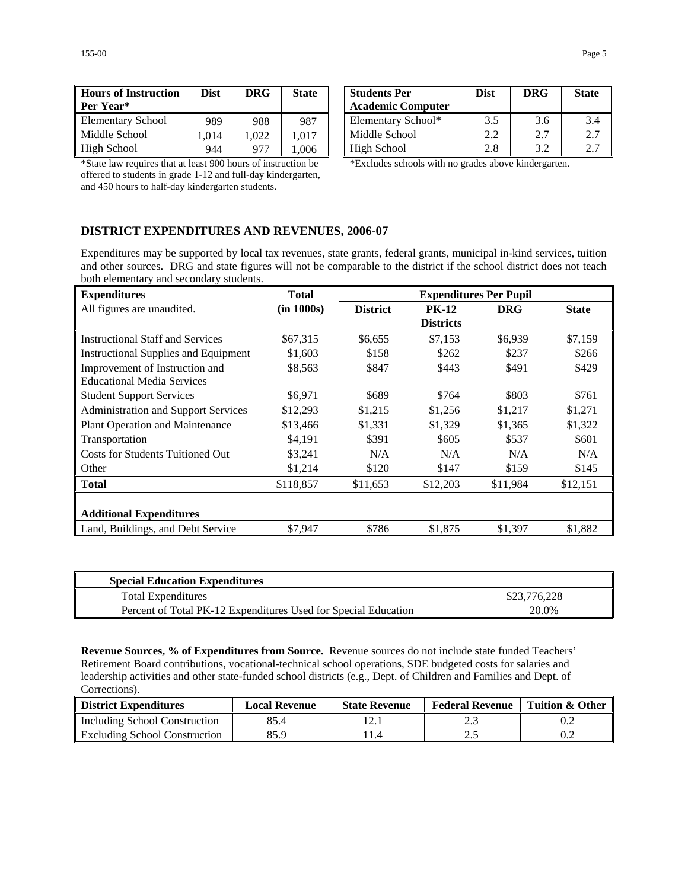| Hours of Instruction Per Year* | Dist | DRG | State |
|---|---|---|---|
| Elementary School | 989 | 988 | 987 |
| Middle School | 1,014 | 1,022 | 1,017 |
| High School | 944 | 977 | 1,006 |

*State law requires that at least 900 hours of instruction be offered to students in grade 1-12 and full-day kindergarten, and 450 hours to half-day kindergarten students.

| Students Per Academic Computer | Dist | DRG | State |
|---|---|---|---|
| Elementary School* | 3.5 | 3.6 | 3.4 |
| Middle School | 2.2 | 2.7 | 2.7 |
| High School | 2.8 | 3.2 | 2.7 |

*Excludes schools with no grades above kindergarten.

## DISTRICT EXPENDITURES AND REVENUES, 2006-07

Expenditures may be supported by local tax revenues, state grants, federal grants, municipal in-kind services, tuition and other sources. DRG and state figures will not be comparable to the district if the school district does not teach both elementary and secondary students.

| Expenditures | Total | Expenditures Per Pupil | | | |
|---|---|---|---|---|---|
| All figures are unaudited. | (in 1000s) | District | PK-12 Districts | DRG | State |
| Instructional Staff and Services | $67,315 | $6,655 | $7,153 | $6,939 | $7,159 |
| Instructional Supplies and Equipment | $1,603 | $158 | $262 | $237 | $266 |
| Improvement of Instruction and Educational Media Services | $8,563 | $847 | $443 | $491 | $429 |
| Student Support Services | $6,971 | $689 | $764 | $803 | $761 |
| Administration and Support Services | $12,293 | $1,215 | $1,256 | $1,217 | $1,271 |
| Plant Operation and Maintenance | $13,466 | $1,331 | $1,329 | $1,365 | $1,322 |
| Transportation | $4,191 | $391 | $605 | $537 | $601 |
| Costs for Students Tuitioned Out | $3,241 | N/A | N/A | N/A | N/A |
| Other | $1,214 | $120 | $147 | $159 | $145 |
| **Total** | $118,857 | $11,653 | $12,203 | $11,984 | $12,151 |
| **Additional Expenditures** | | | | | |
| Land, Buildings, and Debt Service | $7,947 | $786 | $1,875 | $1,397 | $1,882 |

| Special Education Expenditures | |
|---|---|
| Total Expenditures | $23,776,228 |
| Percent of Total PK-12 Expenditures Used for Special Education | 20.0% |

**Revenue Sources, % of Expenditures from Source.** Revenue sources do not include state funded Teachers' Retirement Board contributions, vocational-technical school operations, SDE budgeted costs for salaries and leadership activities and other state-funded school districts (e.g., Dept. of Children and Families and Dept. of Corrections).

| District Expenditures | Local Revenue | State Revenue | Federal Revenue | Tuition & Other |
|---|---|---|---|---|
| Including School Construction | 85.4 | 12.1 | 2.3 | 0.2 |
| Excluding School Construction | 85.9 | 11.4 | 2.5 | 0.2 |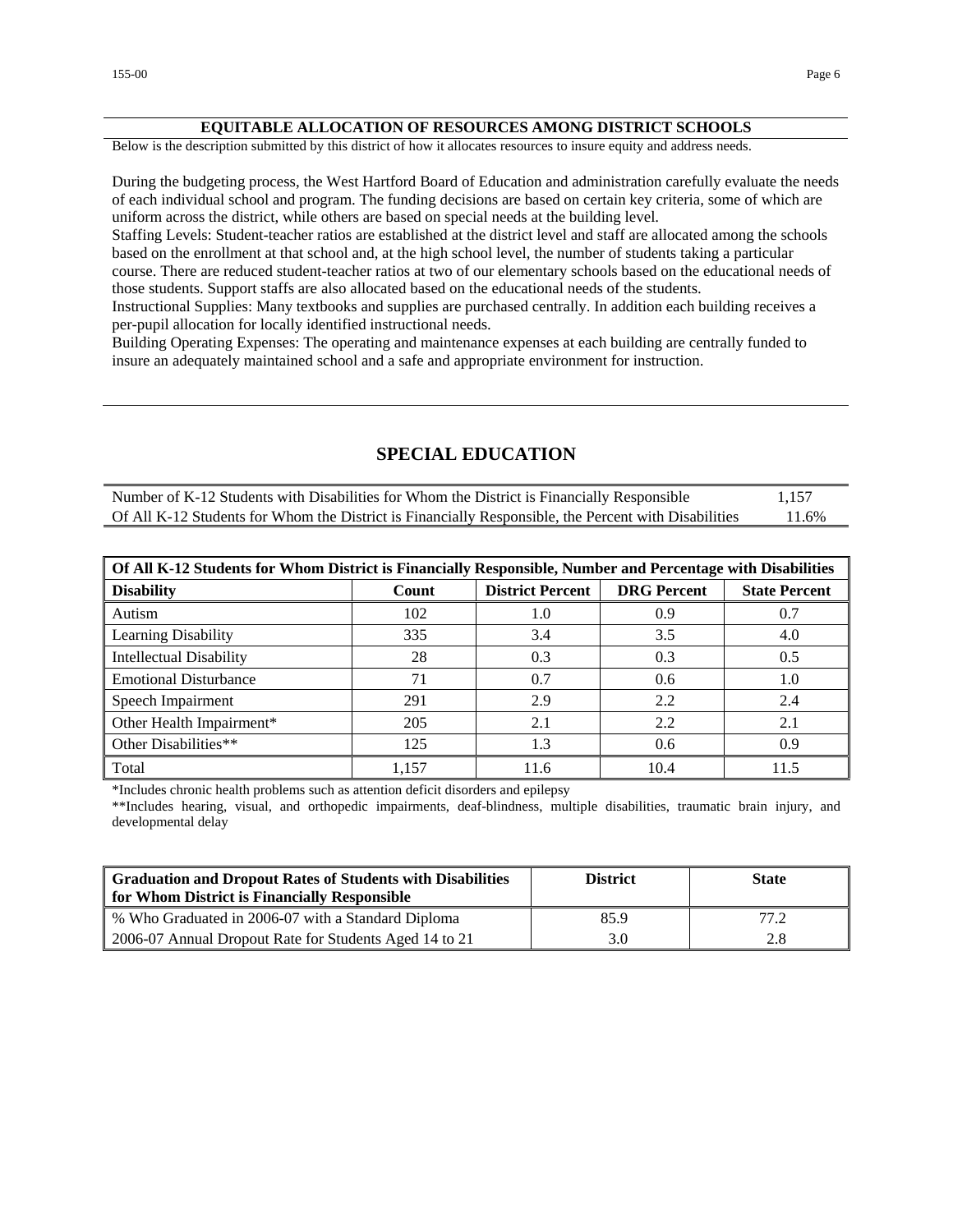## EQUITABLE ALLOCATION OF RESOURCES AMONG DISTRICT SCHOOLS

Below is the description submitted by this district of how it allocates resources to insure equity and address needs.

During the budgeting process, the West Hartford Board of Education and administration carefully evaluate the needs of each individual school and program. The funding decisions are based on certain key criteria, some of which are uniform across the district, while others are based on special needs at the building level.

Staffing Levels: Student-teacher ratios are established at the district level and staff are allocated among the schools based on the enrollment at that school and, at the high school level, the number of students taking a particular course. There are reduced student-teacher ratios at two of our elementary schools based on the educational needs of those students. Support staffs are also allocated based on the educational needs of the students.

Instructional Supplies: Many textbooks and supplies are purchased centrally. In addition each building receives a per-pupil allocation for locally identified instructional needs.

Building Operating Expenses: The operating and maintenance expenses at each building are centrally funded to insure an adequately maintained school and a safe and appropriate environment for instruction.

# SPECIAL EDUCATION

| | |
|---|---|
| Number of K-12 Students with Disabilities for Whom the District is Financially Responsible | 1,157 |
| Of All K-12 Students for Whom the District is Financially Responsible, the Percent with Disabilities | 11.6% |

| Of All K-12 Students for Whom District is Financially Responsible, Number and Percentage with Disabilities | | | | |
|---|---|---|---|---|
| **Disability** | **Count** | **District Percent** | **DRG Percent** | **State Percent** |
| Autism | 102 | 1.0 | 0.9 | 0.7 |
| Learning Disability | 335 | 3.4 | 3.5 | 4.0 |
| Intellectual Disability | 28 | 0.3 | 0.3 | 0.5 |
| Emotional Disturbance | 71 | 0.7 | 0.6 | 1.0 |
| Speech Impairment | 291 | 2.9 | 2.2 | 2.4 |
| Other Health Impairment* | 205 | 2.1 | 2.2 | 2.1 |
| Other Disabilities** | 125 | 1.3 | 0.6 | 0.9 |
| Total | 1,157 | 11.6 | 10.4 | 11.5 |

*Includes chronic health problems such as attention deficit disorders and epilepsy

**Includes hearing, visual, and orthopedic impairments, deaf-blindness, multiple disabilities, traumatic brain injury, and developmental delay

| Graduation and Dropout Rates of Students with Disabilities for Whom District is Financially Responsible | District | State |
|---|---|---|
| % Who Graduated in 2006-07 with a Standard Diploma | 85.9 | 77.2 |
| 2006-07 Annual Dropout Rate for Students Aged 14 to 21 | 3.0 | 2.8 |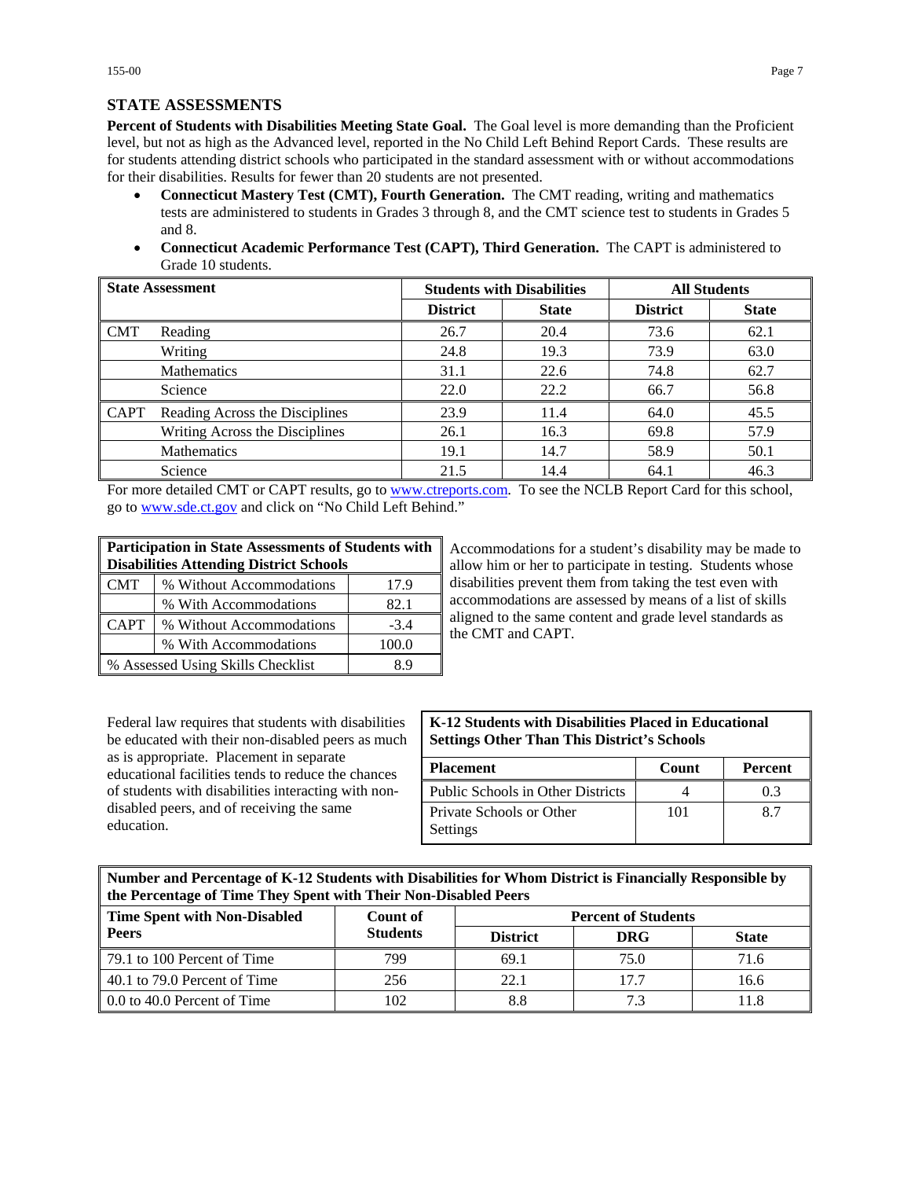## STATE ASSESSMENTS

**Percent of Students with Disabilities Meeting State Goal.** The Goal level is more demanding than the Proficient level, but not as high as the Advanced level, reported in the No Child Left Behind Report Cards. These results are for students attending district schools who participated in the standard assessment with or without accommodations for their disabilities. Results for fewer than 20 students are not presented.

- **Connecticut Mastery Test (CMT), Fourth Generation.** The CMT reading, writing and mathematics tests are administered to students in Grades 3 through 8, and the CMT science test to students in Grades 5 and 8.
- **Connecticut Academic Performance Test (CAPT), Third Generation.** The CAPT is administered to Grade 10 students.

| State Assessment | | Students with Disabilities | | All Students | |
|---|---|---|---|---|---|
| | | District | State | District | State |
| CMT | Reading | 26.7 | 20.4 | 73.6 | 62.1 |
| | Writing | 24.8 | 19.3 | 73.9 | 63.0 |
| | Mathematics | 31.1 | 22.6 | 74.8 | 62.7 |
| | Science | 22.0 | 22.2 | 66.7 | 56.8 |
| CAPT | Reading Across the Disciplines | 23.9 | 11.4 | 64.0 | 45.5 |
| | Writing Across the Disciplines | 26.1 | 16.3 | 69.8 | 57.9 |
| | Mathematics | 19.1 | 14.7 | 58.9 | 50.1 |
| | Science | 21.5 | 14.4 | 64.1 | 46.3 |

For more detailed CMT or CAPT results, go to www.ctreports.com. To see the NCLB Report Card for this school, go to www.sde.ct.gov and click on "No Child Left Behind."

| Participation in State Assessments of Students with Disabilities Attending District Schools | | |
|---|---|---|
| CMT | % Without Accommodations | 17.9 |
| | % With Accommodations | 82.1 |
| CAPT | % Without Accommodations | -3.4 |
| | % With Accommodations | 100.0 |
| % Assessed Using Skills Checklist | | 8.9 |

Accommodations for a student's disability may be made to allow him or her to participate in testing. Students whose disabilities prevent them from taking the test even with accommodations are assessed by means of a list of skills aligned to the same content and grade level standards as the CMT and CAPT.

Federal law requires that students with disabilities be educated with their non-disabled peers as much as is appropriate. Placement in separate educational facilities tends to reduce the chances of students with disabilities interacting with non-disabled peers, and of receiving the same education.

**K-12 Students with Disabilities Placed in Educational Settings Other Than This District's Schools**

| Placement | Count | Percent |
|---|---|---|
| Public Schools in Other Districts | 4 | 0.3 |
| Private Schools or Other Settings | 101 | 8.7 |

**Number and Percentage of K-12 Students with Disabilities for Whom District is Financially Responsible by the Percentage of Time They Spent with Their Non-Disabled Peers**

| Time Spent with Non-Disabled Peers | Count of Students | Percent of Students | | |
|---|---|---|---|---|
| | | District | DRG | State |
| 79.1 to 100 Percent of Time | 799 | 69.1 | 75.0 | 71.6 |
| 40.1 to 79.0 Percent of Time | 256 | 22.1 | 17.7 | 16.6 |
| 0.0 to 40.0 Percent of Time | 102 | 8.8 | 7.3 | 11.8 |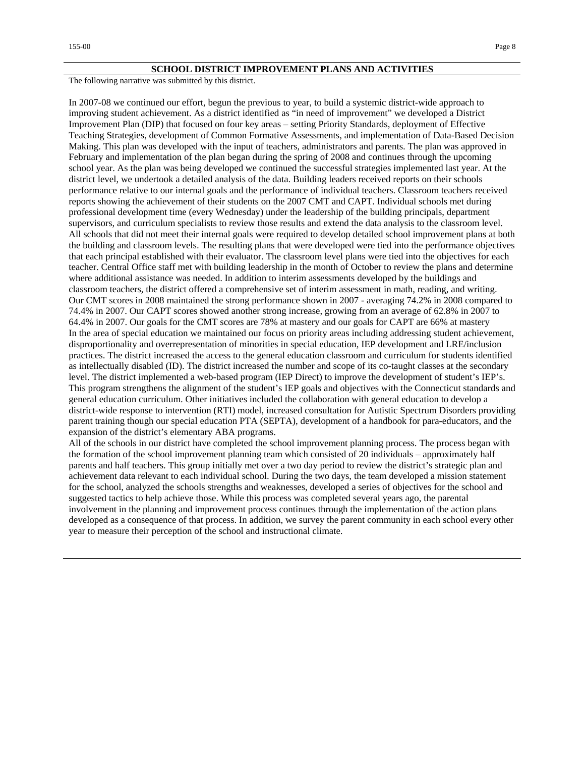## SCHOOL DISTRICT IMPROVEMENT PLANS AND ACTIVITIES

The following narrative was submitted by this district.

In 2007-08 we continued our effort, begun the previous to year, to build a systemic district-wide approach to improving student achievement. As a district identified as "in need of improvement" we developed a District Improvement Plan (DIP) that focused on four key areas – setting Priority Standards, deployment of Effective Teaching Strategies, development of Common Formative Assessments, and implementation of Data-Based Decision Making. This plan was developed with the input of teachers, administrators and parents. The plan was approved in February and implementation of the plan began during the spring of 2008 and continues through the upcoming school year. As the plan was being developed we continued the successful strategies implemented last year. At the district level, we undertook a detailed analysis of the data. Building leaders received reports on their schools performance relative to our internal goals and the performance of individual teachers. Classroom teachers received reports showing the achievement of their students on the 2007 CMT and CAPT. Individual schools met during professional development time (every Wednesday) under the leadership of the building principals, department supervisors, and curriculum specialists to review those results and extend the data analysis to the classroom level. All schools that did not meet their internal goals were required to develop detailed school improvement plans at both the building and classroom levels. The resulting plans that were developed were tied into the performance objectives that each principal established with their evaluator. The classroom level plans were tied into the objectives for each teacher. Central Office staff met with building leadership in the month of October to review the plans and determine where additional assistance was needed. In addition to interim assessments developed by the buildings and classroom teachers, the district offered a comprehensive set of interim assessment in math, reading, and writing. Our CMT scores in 2008 maintained the strong performance shown in 2007 - averaging 74.2% in 2008 compared to 74.4% in 2007. Our CAPT scores showed another strong increase, growing from an average of 62.8% in 2007 to 64.4% in 2007. Our goals for the CMT scores are 78% at mastery and our goals for CAPT are 66% at mastery
In the area of special education we maintained our focus on priority areas including addressing student achievement, disproportionality and overrepresentation of minorities in special education, IEP development and LRE/inclusion practices. The district increased the access to the general education classroom and curriculum for students identified as intellectually disabled (ID). The district increased the number and scope of its co-taught classes at the secondary level. The district implemented a web-based program (IEP Direct) to improve the development of student's IEP's. This program strengthens the alignment of the student's IEP goals and objectives with the Connecticut standards and general education curriculum. Other initiatives included the collaboration with general education to develop a district-wide response to intervention (RTI) model, increased consultation for Autistic Spectrum Disorders providing parent training though our special education PTA (SEPTA), development of a handbook for para-educators, and the expansion of the district's elementary ABA programs.
All of the schools in our district have completed the school improvement planning process. The process began with the formation of the school improvement planning team which consisted of 20 individuals – approximately half parents and half teachers. This group initially met over a two day period to review the district's strategic plan and achievement data relevant to each individual school. During the two days, the team developed a mission statement for the school, analyzed the schools strengths and weaknesses, developed a series of objectives for the school and suggested tactics to help achieve those. While this process was completed several years ago, the parental involvement in the planning and improvement process continues through the implementation of the action plans developed as a consequence of that process. In addition, we survey the parent community in each school every other year to measure their perception of the school and instructional climate.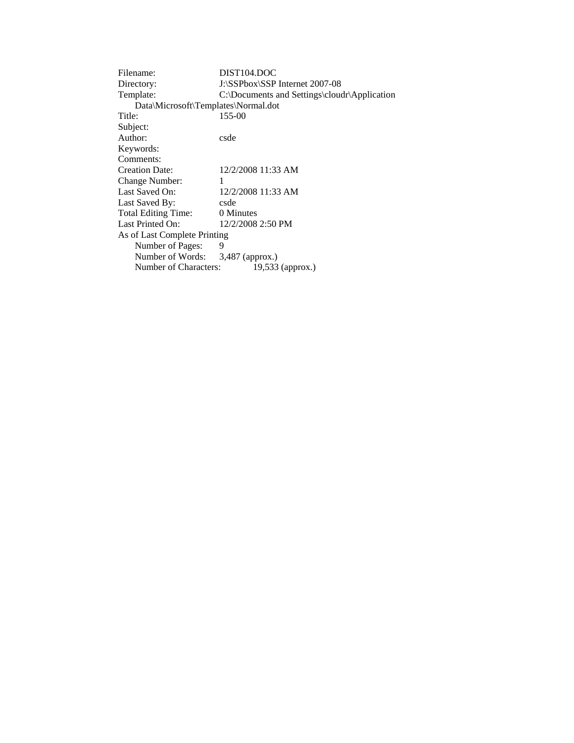Filename: DIST104.DOC
Directory: J:\SSPbox\SSP Internet 2007-08
Template: C:\Documents and Settings\cloudr\Application Data\Microsoft\Templates\Normal.dot
Title: 155-00
Subject:
Author: csde
Keywords:
Comments:
Creation Date: 12/2/2008 11:33 AM
Change Number: 1
Last Saved On: 12/2/2008 11:33 AM
Last Saved By: csde
Total Editing Time: 0 Minutes
Last Printed On: 12/2/2008 2:50 PM
As of Last Complete Printing
Number of Pages: 9
Number of Words: 3,487 (approx.)
Number of Characters: 19,533 (approx.)